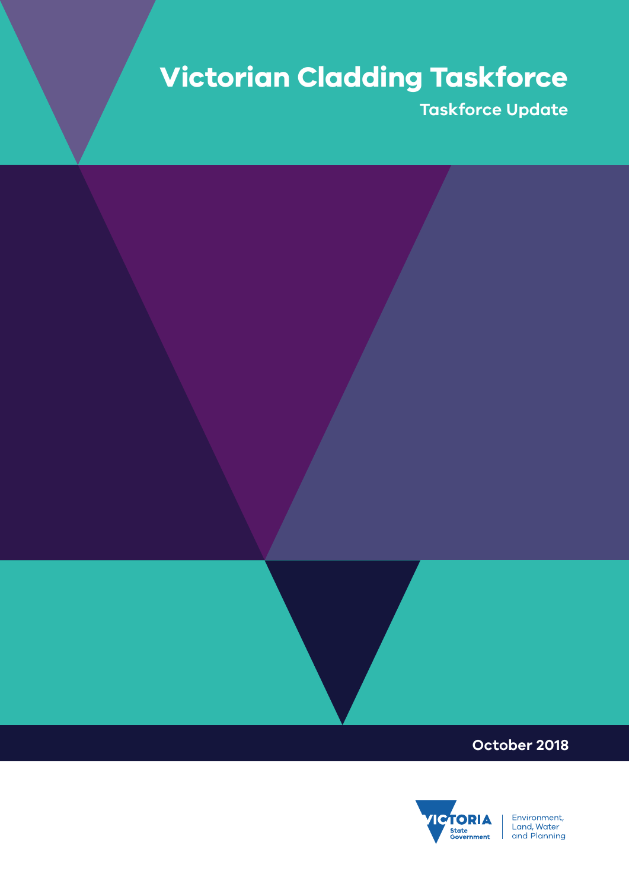# Victorian Cladding Taskforce

## Taskforce Update

October 2018

Environment, Land, Water and Planning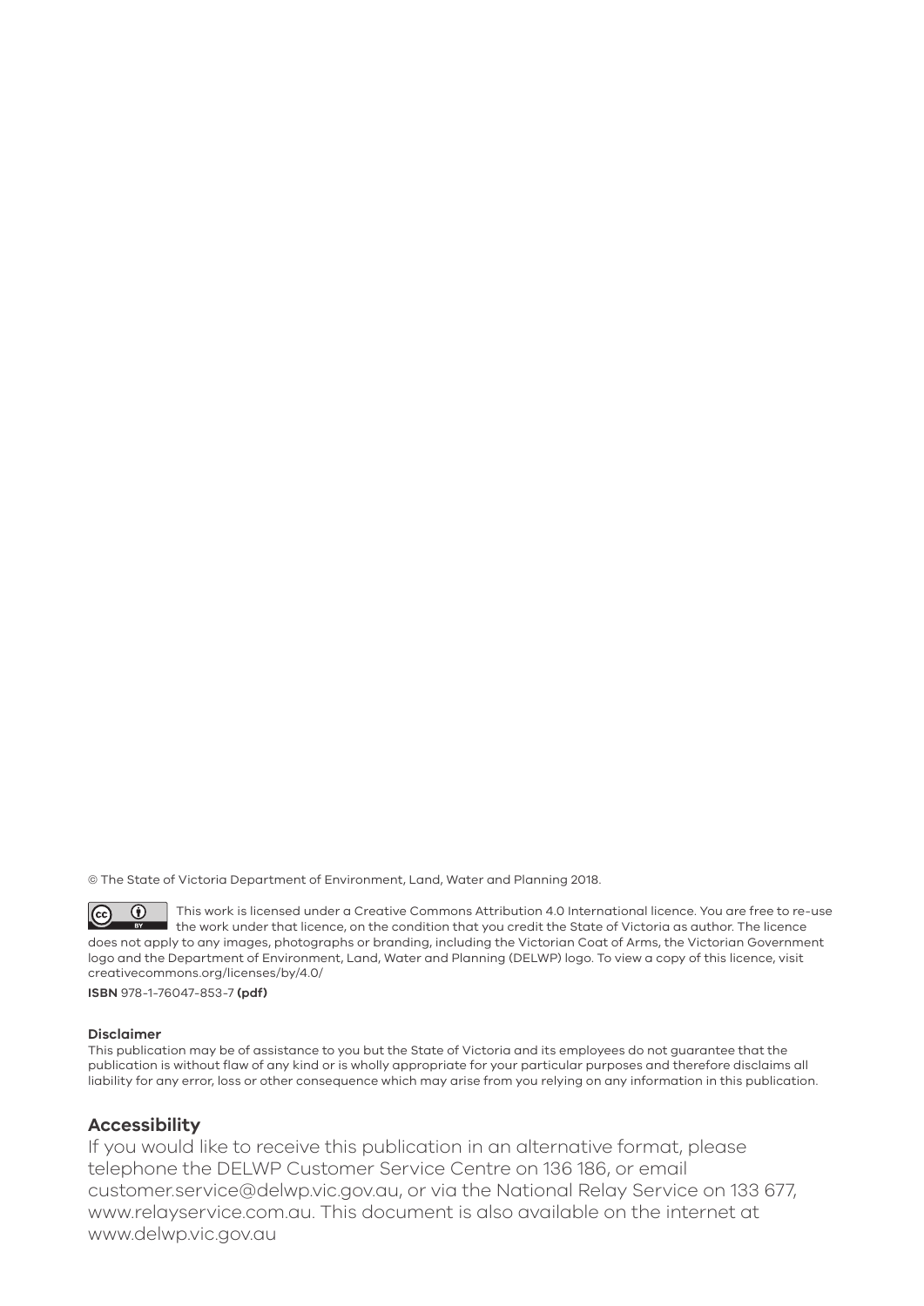© The State of Victoria Department of Environment, Land, Water and Planning 2018.

This work is licensed under a Creative Commons Attribution 4.0 International licence. You are free to re-use the work under that licence, on the condition that you credit the State of Victoria as author. The licence does not apply to any images, photographs or branding, including the Victorian Coat of Arms, the Victorian Government logo and the Department of Environment, Land, Water and Planning (DELWP) logo. To view a copy of this licence, visit creativecommons.org/licenses/by/4.0/

**ISBN** 978-1-76047-853-7 **(pdf)**

**Disclaimer**

This publication may be of assistance to you but the State of Victoria and its employees do not guarantee that the publication is without flaw of any kind or is wholly appropriate for your particular purposes and therefore disclaims all liability for any error, loss or other consequence which may arise from you relying on any information in this publication.

## Accessibility

If you would like to receive this publication in an alternative format, please telephone the DELWP Customer Service Centre on 136 186, or email customer.service@delwp.vic.gov.au, or via the National Relay Service on 133 677, www.relayservice.com.au. This document is also available on the internet at www.delwp.vic.gov.au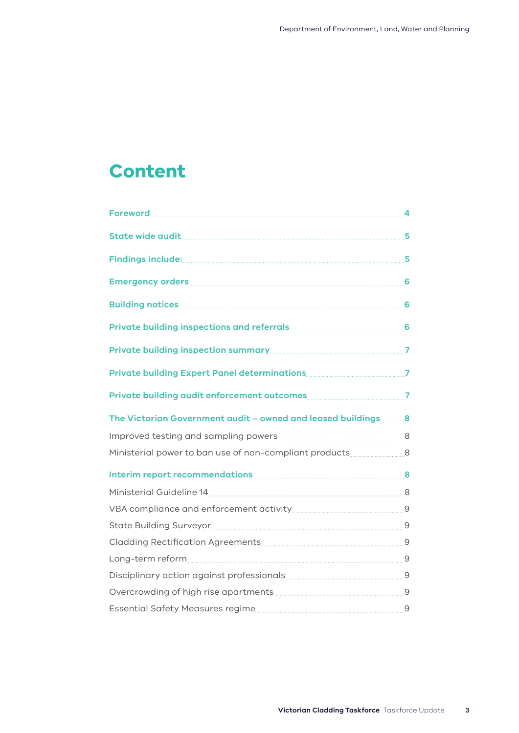# Content

| | |
|---|---|
| **Foreword** | **4** |
| **State wide audit** | **5** |
| **Findings include:** | **5** |
| **Emergency orders** | **6** |
| **Building notices** | **6** |
| **Private building inspections and referrals** | **6** |
| **Private building inspection summary** | **7** |
| **Private building Expert Panel determinations** | **7** |
| **Private building audit enforcement outcomes** | **7** |
| **The Victorian Government audit – owned and leased buildings** | **8** |
| Improved testing and sampling powers | 8 |
| Ministerial power to ban use of non-compliant products | 8 |
| **Interim report recommendations** | **8** |
| Ministerial Guideline 14 | 8 |
| VBA compliance and enforcement activity | 9 |
| State Building Surveyor | 9 |
| Cladding Rectification Agreements | 9 |
| Long-term reform | 9 |
| Disciplinary action against professionals | 9 |
| Overcrowding of high rise apartments | 9 |
| Essential Safety Measures regime | 9 |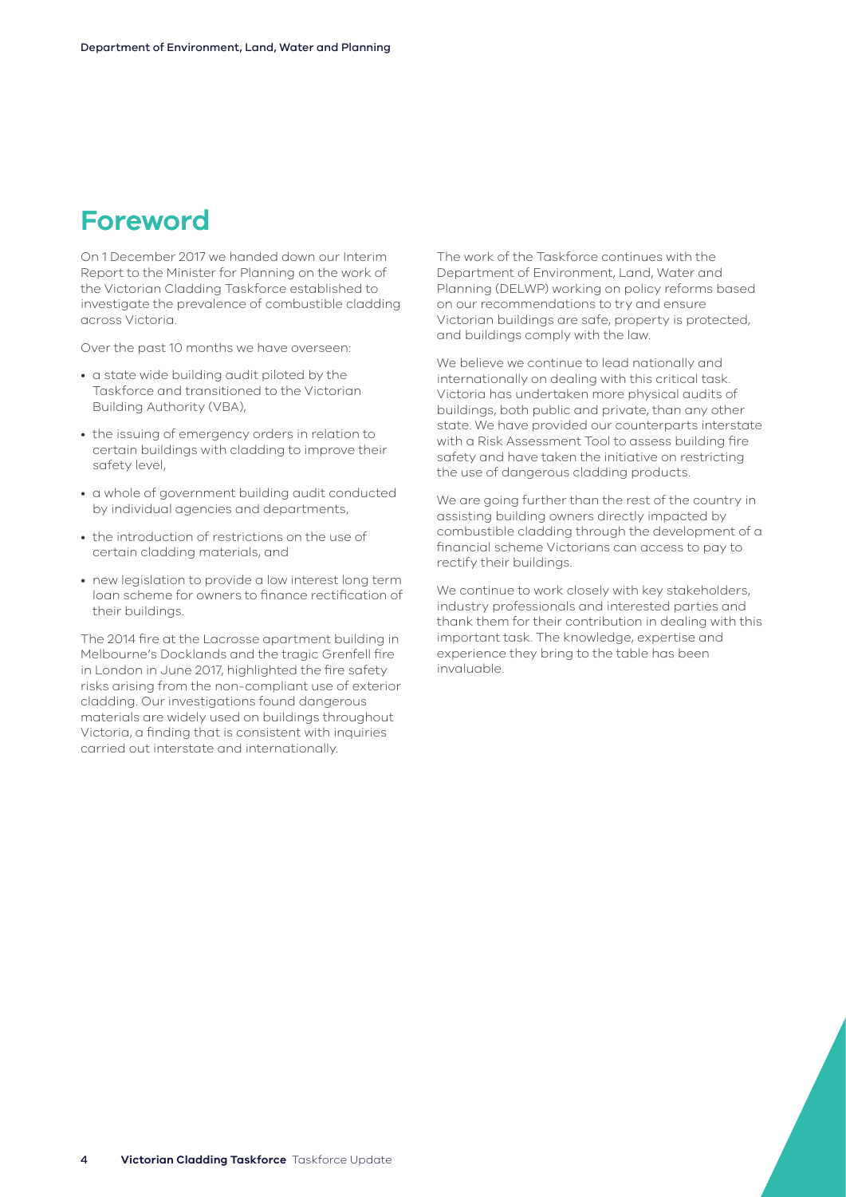# Foreword

On 1 December 2017 we handed down our Interim Report to the Minister for Planning on the work of the Victorian Cladding Taskforce established to investigate the prevalence of combustible cladding across Victoria.

Over the past 10 months we have overseen:

- a state wide building audit piloted by the Taskforce and transitioned to the Victorian Building Authority (VBA),
- the issuing of emergency orders in relation to certain buildings with cladding to improve their safety level,
- a whole of government building audit conducted by individual agencies and departments,
- the introduction of restrictions on the use of certain cladding materials, and
- new legislation to provide a low interest long term loan scheme for owners to finance rectification of their buildings.

The 2014 fire at the Lacrosse apartment building in Melbourne's Docklands and the tragic Grenfell fire in London in June 2017, highlighted the fire safety risks arising from the non-compliant use of exterior cladding. Our investigations found dangerous materials are widely used on buildings throughout Victoria, a finding that is consistent with inquiries carried out interstate and internationally.

The work of the Taskforce continues with the Department of Environment, Land, Water and Planning (DELWP) working on policy reforms based on our recommendations to try and ensure Victorian buildings are safe, property is protected, and buildings comply with the law.

We believe we continue to lead nationally and internationally on dealing with this critical task. Victoria has undertaken more physical audits of buildings, both public and private, than any other state. We have provided our counterparts interstate with a Risk Assessment Tool to assess building fire safety and have taken the initiative on restricting the use of dangerous cladding products.

We are going further than the rest of the country in assisting building owners directly impacted by combustible cladding through the development of a financial scheme Victorians can access to pay to rectify their buildings.

We continue to work closely with key stakeholders, industry professionals and interested parties and thank them for their contribution in dealing with this important task. The knowledge, expertise and experience they bring to the table has been invaluable.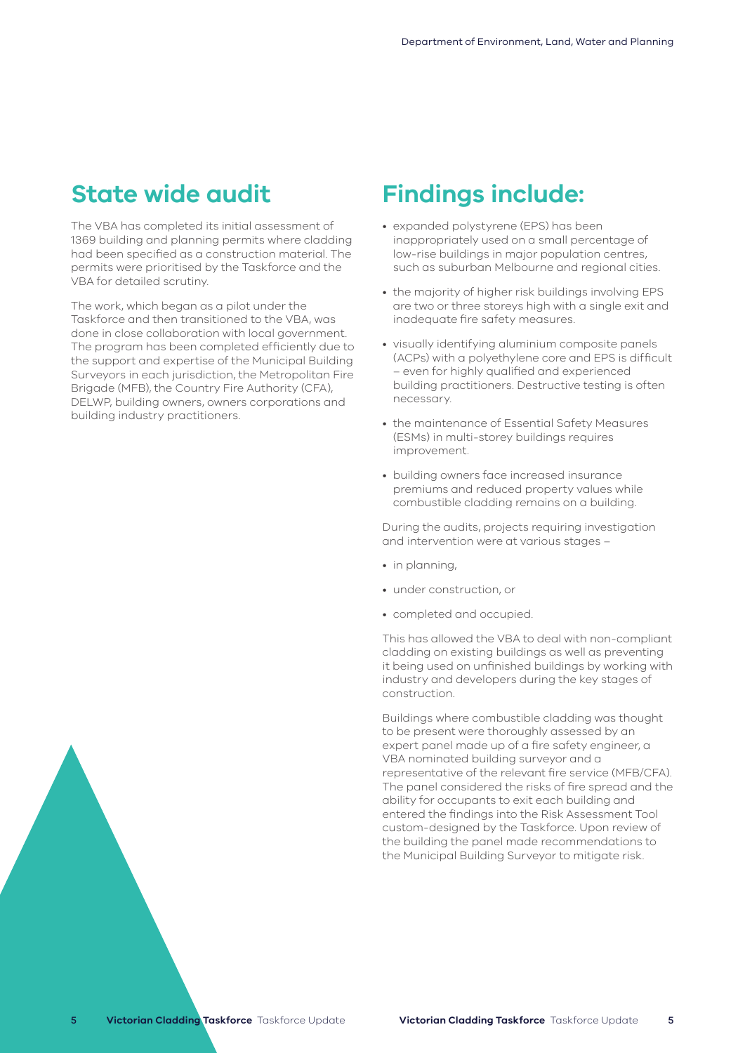## State wide audit

The VBA has completed its initial assessment of 1369 building and planning permits where cladding had been specified as a construction material. The permits were prioritised by the Taskforce and the VBA for detailed scrutiny.

The work, which began as a pilot under the Taskforce and then transitioned to the VBA, was done in close collaboration with local government. The program has been completed efficiently due to the support and expertise of the Municipal Building Surveyors in each jurisdiction, the Metropolitan Fire Brigade (MFB), the Country Fire Authority (CFA), DELWP, building owners, owners corporations and building industry practitioners.

## Findings include:

- expanded polystyrene (EPS) has been inappropriately used on a small percentage of low-rise buildings in major population centres, such as suburban Melbourne and regional cities.
- the majority of higher risk buildings involving EPS are two or three storeys high with a single exit and inadequate fire safety measures.
- visually identifying aluminium composite panels (ACPs) with a polyethylene core and EPS is difficult – even for highly qualified and experienced building practitioners. Destructive testing is often necessary.
- the maintenance of Essential Safety Measures (ESMs) in multi-storey buildings requires improvement.
- building owners face increased insurance premiums and reduced property values while combustible cladding remains on a building.

During the audits, projects requiring investigation and intervention were at various stages –

- in planning,
- under construction, or
- completed and occupied.

This has allowed the VBA to deal with non-compliant cladding on existing buildings as well as preventing it being used on unfinished buildings by working with industry and developers during the key stages of construction.

Buildings where combustible cladding was thought to be present were thoroughly assessed by an expert panel made up of a fire safety engineer, a VBA nominated building surveyor and a representative of the relevant fire service (MFB/CFA). The panel considered the risks of fire spread and the ability for occupants to exit each building and entered the findings into the Risk Assessment Tool custom-designed by the Taskforce. Upon review of the building the panel made recommendations to the Municipal Building Surveyor to mitigate risk.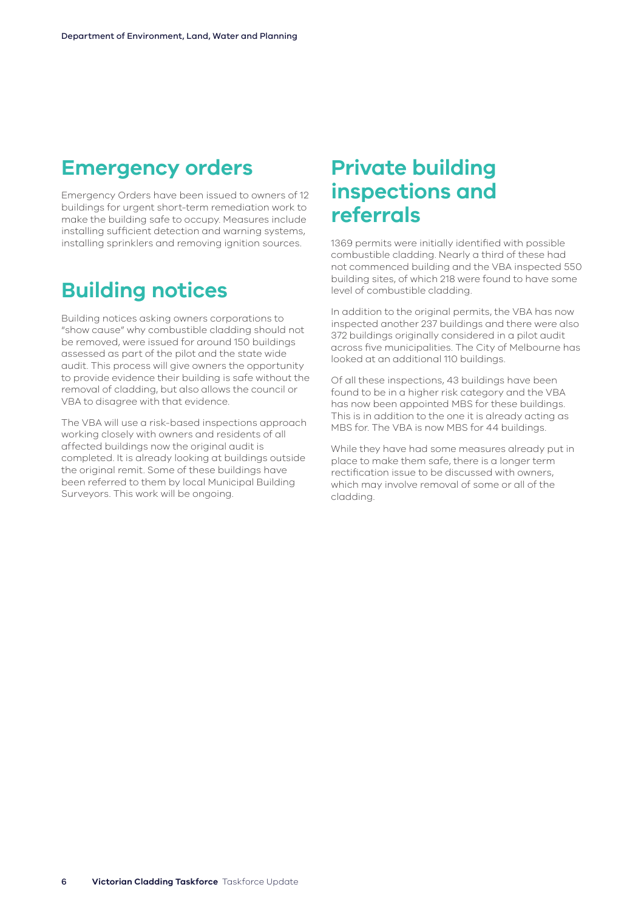## Emergency orders

Emergency Orders have been issued to owners of 12 buildings for urgent short-term remediation work to make the building safe to occupy. Measures include installing sufficient detection and warning systems, installing sprinklers and removing ignition sources.

## Building notices

Building notices asking owners corporations to "show cause" why combustible cladding should not be removed, were issued for around 150 buildings assessed as part of the pilot and the state wide audit. This process will give owners the opportunity to provide evidence their building is safe without the removal of cladding, but also allows the council or VBA to disagree with that evidence.

The VBA will use a risk-based inspections approach working closely with owners and residents of all affected buildings now the original audit is completed. It is already looking at buildings outside the original remit. Some of these buildings have been referred to them by local Municipal Building Surveyors. This work will be ongoing.

## Private building inspections and referrals

1369 permits were initially identified with possible combustible cladding. Nearly a third of these had not commenced building and the VBA inspected 550 building sites, of which 218 were found to have some level of combustible cladding.

In addition to the original permits, the VBA has now inspected another 237 buildings and there were also 372 buildings originally considered in a pilot audit across five municipalities. The City of Melbourne has looked at an additional 110 buildings.

Of all these inspections, 43 buildings have been found to be in a higher risk category and the VBA has now been appointed MBS for these buildings. This is in addition to the one it is already acting as MBS for. The VBA is now MBS for 44 buildings.

While they have had some measures already put in place to make them safe, there is a longer term rectification issue to be discussed with owners, which may involve removal of some or all of the cladding.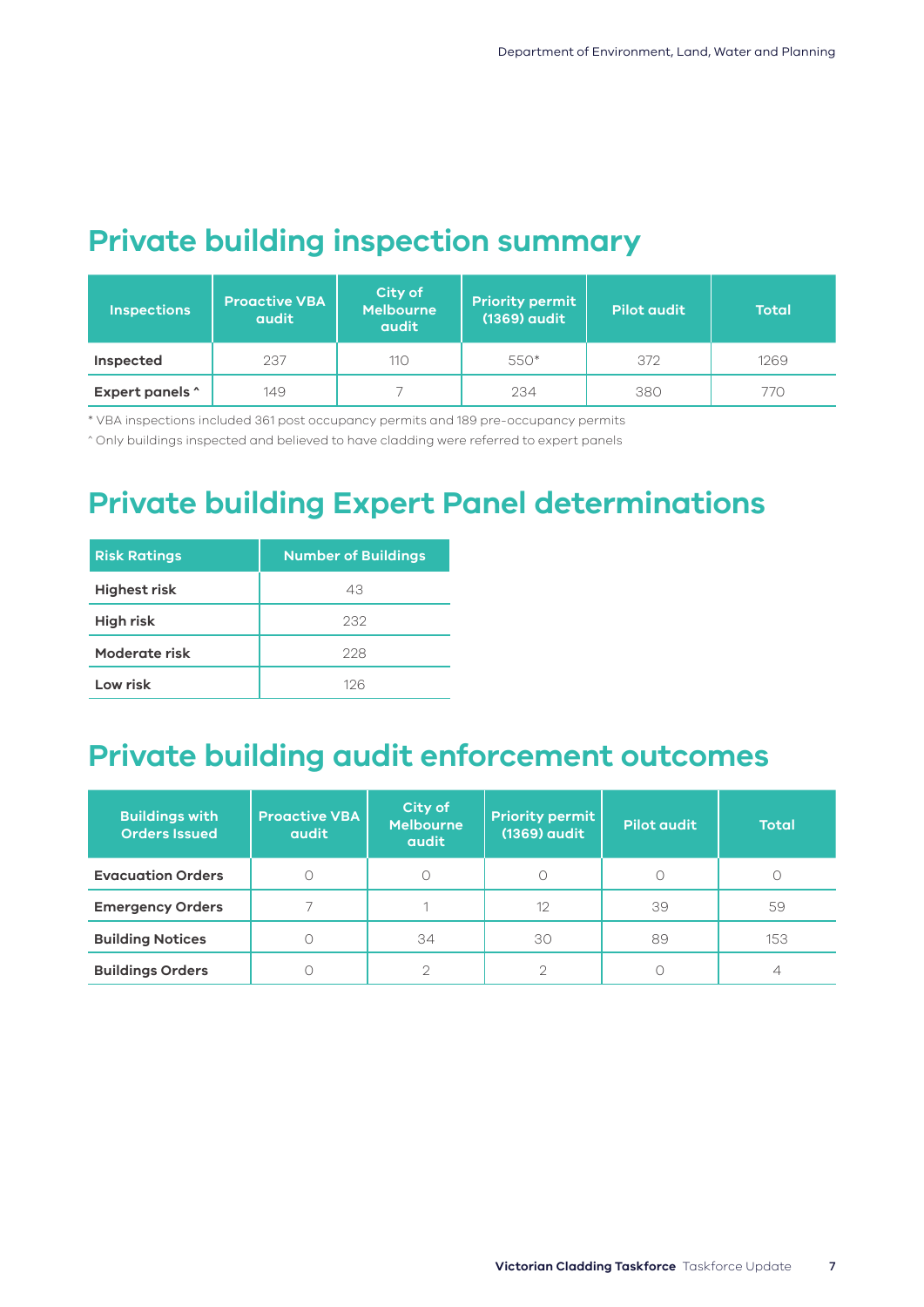## Private building inspection summary

| Inspections | Proactive VBA audit | City of Melbourne audit | Priority permit (1369) audit | Pilot audit | Total |
|---|---|---|---|---|---|
| **Inspected** | 237 | 110 | 550* | 372 | 1269 |
| **Expert panels ^** | 149 | 7 | 234 | 380 | 770 |

* VBA inspections included 361 post occupancy permits and 189 pre-occupancy permits

^ Only buildings inspected and believed to have cladding were referred to expert panels

## Private building Expert Panel determinations

| Risk Ratings | Number of Buildings |
|---|---|
| **Highest risk** | 43 |
| **High risk** | 232 |
| **Moderate risk** | 228 |
| **Low risk** | 126 |

## Private building audit enforcement outcomes

| Buildings with Orders Issued | Proactive VBA audit | City of Melbourne audit | Priority permit (1369) audit | Pilot audit | Total |
|---|---|---|---|---|---|
| **Evacuation Orders** | 0 | 0 | 0 | 0 | 0 |
| **Emergency Orders** | 7 | 1 | 12 | 39 | 59 |
| **Building Notices** | 0 | 34 | 30 | 89 | 153 |
| **Buildings Orders** | 0 | 2 | 2 | 0 | 4 |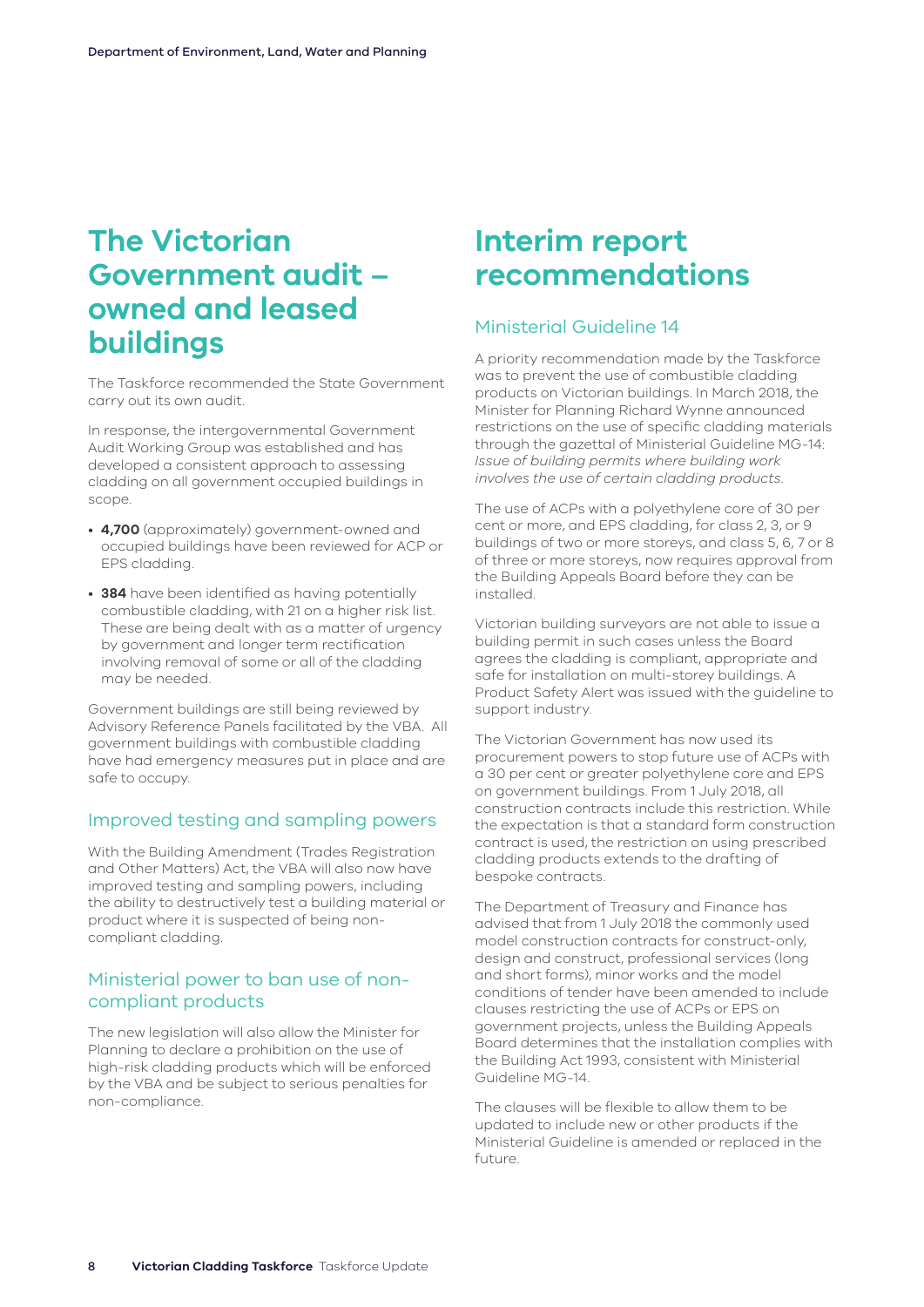# The Victorian Government audit – owned and leased buildings

The Taskforce recommended the State Government carry out its own audit.

In response, the intergovernmental Government Audit Working Group was established and has developed a consistent approach to assessing cladding on all government occupied buildings in scope.

- **4,700** (approximately) government-owned and occupied buildings have been reviewed for ACP or EPS cladding.
- **384** have been identified as having potentially combustible cladding, with 21 on a higher risk list. These are being dealt with as a matter of urgency by government and longer term rectification involving removal of some or all of the cladding may be needed.

Government buildings are still being reviewed by Advisory Reference Panels facilitated by the VBA. All government buildings with combustible cladding have had emergency measures put in place and are safe to occupy.

## Improved testing and sampling powers

With the Building Amendment (Trades Registration and Other Matters) Act, the VBA will also now have improved testing and sampling powers, including the ability to destructively test a building material or product where it is suspected of being non-compliant cladding.

## Ministerial power to ban use of non-compliant products

The new legislation will also allow the Minister for Planning to declare a prohibition on the use of high-risk cladding products which will be enforced by the VBA and be subject to serious penalties for non-compliance.

# Interim report recommendations

## Ministerial Guideline 14

A priority recommendation made by the Taskforce was to prevent the use of combustible cladding products on Victorian buildings. In March 2018, the Minister for Planning Richard Wynne announced restrictions on the use of specific cladding materials through the gazettal of Ministerial Guideline MG-14: *Issue of building permits where building work involves the use of certain cladding products*.

The use of ACPs with a polyethylene core of 30 per cent or more, and EPS cladding, for class 2, 3, or 9 buildings of two or more storeys, and class 5, 6, 7 or 8 of three or more storeys, now requires approval from the Building Appeals Board before they can be installed.

Victorian building surveyors are not able to issue a building permit in such cases unless the Board agrees the cladding is compliant, appropriate and safe for installation on multi-storey buildings. A Product Safety Alert was issued with the guideline to support industry.

The Victorian Government has now used its procurement powers to stop future use of ACPs with a 30 per cent or greater polyethylene core and EPS on government buildings. From 1 July 2018, all construction contracts include this restriction. While the expectation is that a standard form construction contract is used, the restriction on using prescribed cladding products extends to the drafting of bespoke contracts.

The Department of Treasury and Finance has advised that from 1 July 2018 the commonly used model construction contracts for construct-only, design and construct, professional services (long and short forms), minor works and the model conditions of tender have been amended to include clauses restricting the use of ACPs or EPS on government projects, unless the Building Appeals Board determines that the installation complies with the Building Act 1993, consistent with Ministerial Guideline MG-14.

The clauses will be flexible to allow them to be updated to include new or other products if the Ministerial Guideline is amended or replaced in the future.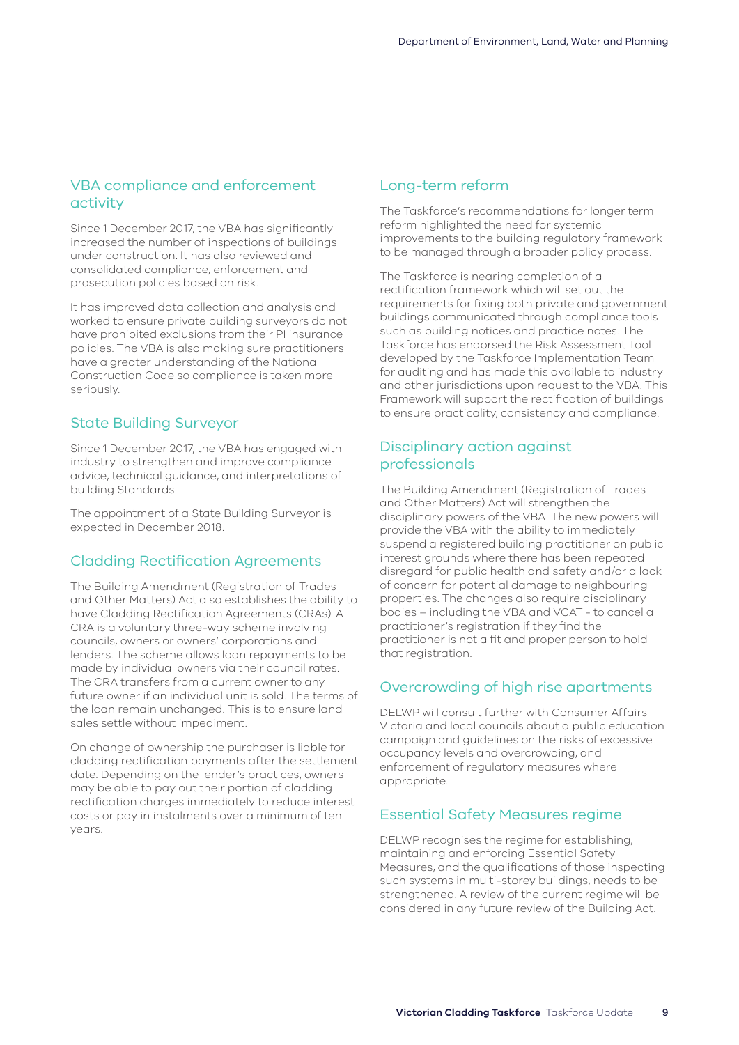## VBA compliance and enforcement activity

Since 1 December 2017, the VBA has significantly increased the number of inspections of buildings under construction. It has also reviewed and consolidated compliance, enforcement and prosecution policies based on risk.

It has improved data collection and analysis and worked to ensure private building surveyors do not have prohibited exclusions from their PI insurance policies. The VBA is also making sure practitioners have a greater understanding of the National Construction Code so compliance is taken more seriously.

## State Building Surveyor

Since 1 December 2017, the VBA has engaged with industry to strengthen and improve compliance advice, technical guidance, and interpretations of building Standards.

The appointment of a State Building Surveyor is expected in December 2018.

## Cladding Rectification Agreements

The Building Amendment (Registration of Trades and Other Matters) Act also establishes the ability to have Cladding Rectification Agreements (CRAs). A CRA is a voluntary three-way scheme involving councils, owners or owners' corporations and lenders. The scheme allows loan repayments to be made by individual owners via their council rates. The CRA transfers from a current owner to any future owner if an individual unit is sold. The terms of the loan remain unchanged. This is to ensure land sales settle without impediment.

On change of ownership the purchaser is liable for cladding rectification payments after the settlement date. Depending on the lender's practices, owners may be able to pay out their portion of cladding rectification charges immediately to reduce interest costs or pay in instalments over a minimum of ten years.

## Long-term reform

The Taskforce's recommendations for longer term reform highlighted the need for systemic improvements to the building regulatory framework to be managed through a broader policy process.

The Taskforce is nearing completion of a rectification framework which will set out the requirements for fixing both private and government buildings communicated through compliance tools such as building notices and practice notes. The Taskforce has endorsed the Risk Assessment Tool developed by the Taskforce Implementation Team for auditing and has made this available to industry and other jurisdictions upon request to the VBA. This Framework will support the rectification of buildings to ensure practicality, consistency and compliance.

## Disciplinary action against professionals

The Building Amendment (Registration of Trades and Other Matters) Act will strengthen the disciplinary powers of the VBA. The new powers will provide the VBA with the ability to immediately suspend a registered building practitioner on public interest grounds where there has been repeated disregard for public health and safety and/or a lack of concern for potential damage to neighbouring properties. The changes also require disciplinary bodies – including the VBA and VCAT - to cancel a practitioner's registration if they find the practitioner is not a fit and proper person to hold that registration.

## Overcrowding of high rise apartments

DELWP will consult further with Consumer Affairs Victoria and local councils about a public education campaign and guidelines on the risks of excessive occupancy levels and overcrowding, and enforcement of regulatory measures where appropriate.

## Essential Safety Measures regime

DELWP recognises the regime for establishing, maintaining and enforcing Essential Safety Measures, and the qualifications of those inspecting such systems in multi-storey buildings, needs to be strengthened. A review of the current regime will be considered in any future review of the Building Act.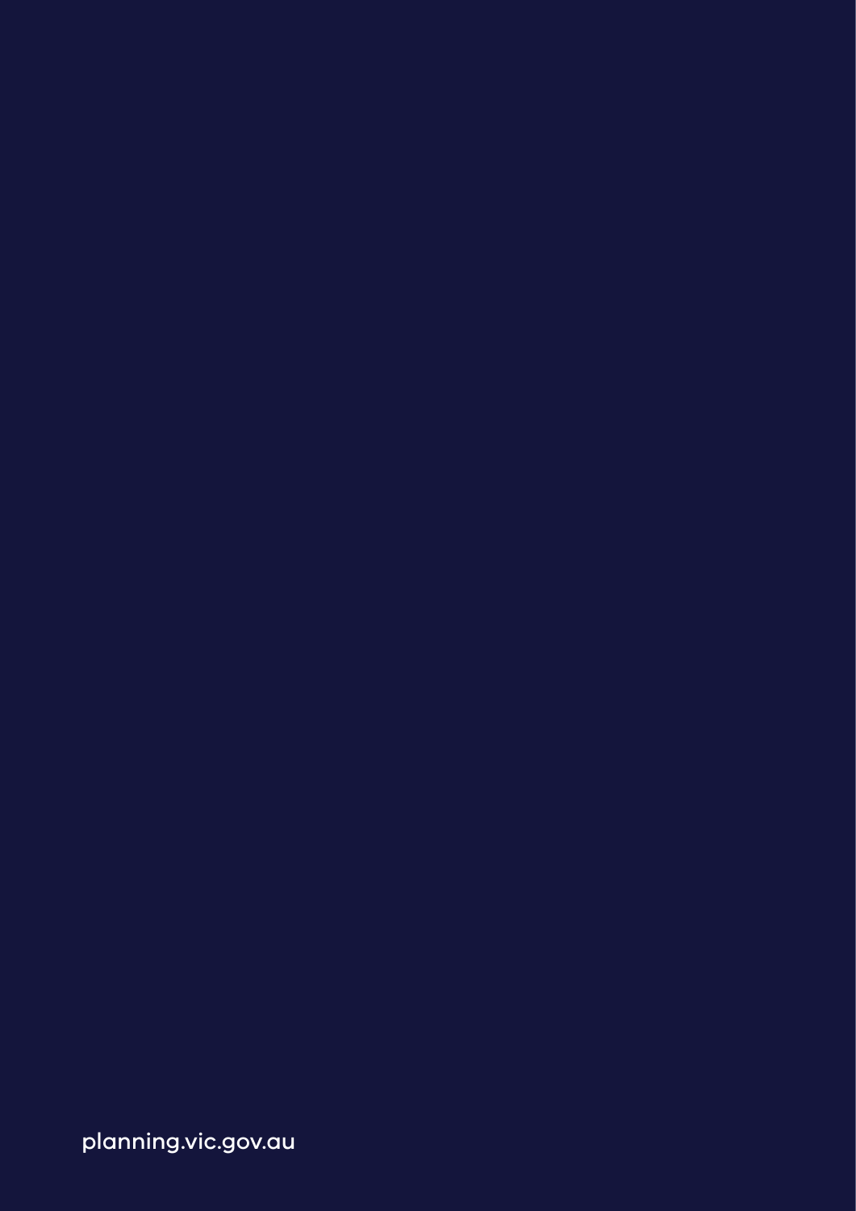planning.vic.gov.au